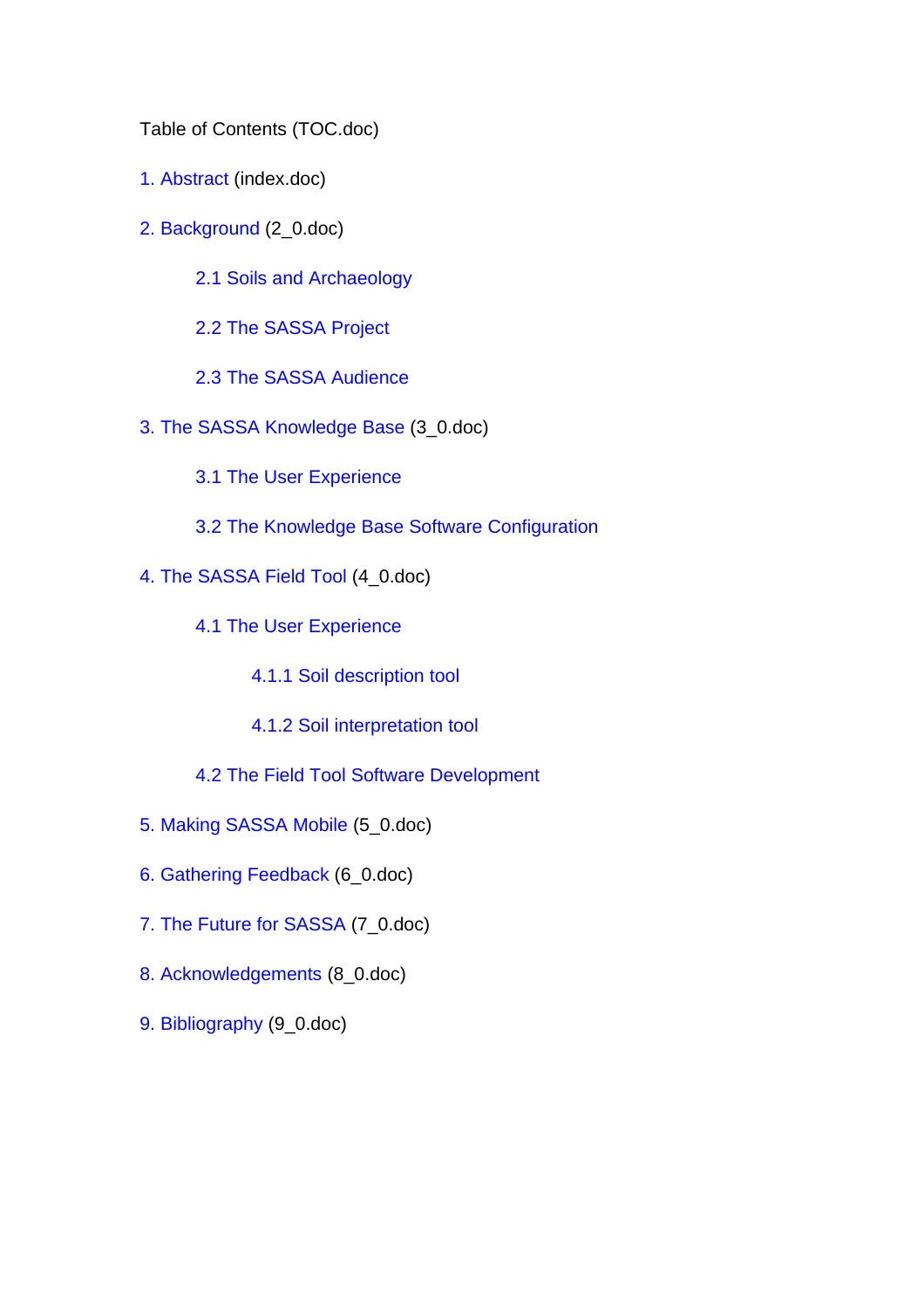Table of Contents (TOC.doc)

1. Abstract (index.doc)

2. Background (2_0.doc)

    2.1 Soils and Archaeology

    2.2 The SASSA Project

    2.3 The SASSA Audience

3. The SASSA Knowledge Base (3_0.doc)

    3.1 The User Experience

    3.2 The Knowledge Base Software Configuration

4. The SASSA Field Tool (4_0.doc)

    4.1 The User Experience

        4.1.1 Soil description tool

        4.1.2 Soil interpretation tool

    4.2 The Field Tool Software Development

5. Making SASSA Mobile (5_0.doc)

6. Gathering Feedback (6_0.doc)

7. The Future for SASSA (7_0.doc)

8. Acknowledgements (8_0.doc)

9. Bibliography (9_0.doc)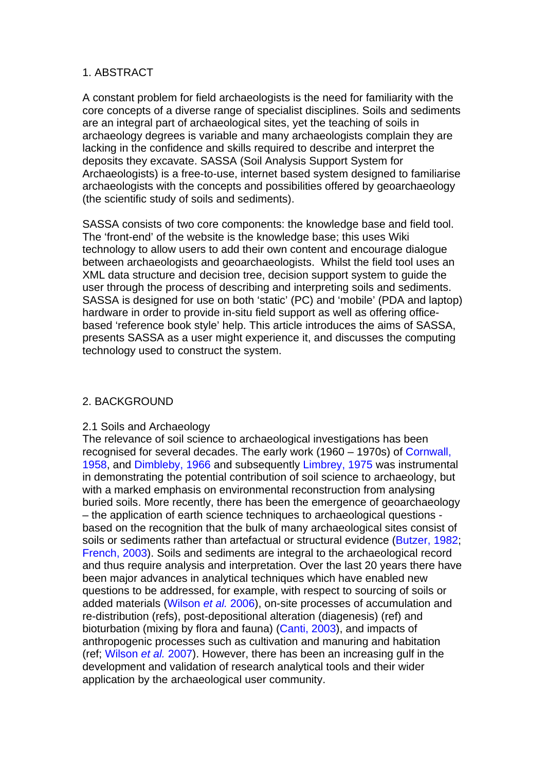## 1. ABSTRACT

A constant problem for field archaeologists is the need for familiarity with the core concepts of a diverse range of specialist disciplines. Soils and sediments are an integral part of archaeological sites, yet the teaching of soils in archaeology degrees is variable and many archaeologists complain they are lacking in the confidence and skills required to describe and interpret the deposits they excavate. SASSA (Soil Analysis Support System for Archaeologists) is a free-to-use, internet based system designed to familiarise archaeologists with the concepts and possibilities offered by geoarchaeology (the scientific study of soils and sediments).

SASSA consists of two core components: the knowledge base and field tool. The 'front-end' of the website is the knowledge base; this uses Wiki technology to allow users to add their own content and encourage dialogue between archaeologists and geoarchaeologists. Whilst the field tool uses an XML data structure and decision tree, decision support system to guide the user through the process of describing and interpreting soils and sediments. SASSA is designed for use on both 'static' (PC) and 'mobile' (PDA and laptop) hardware in order to provide in-situ field support as well as offering office-based 'reference book style' help. This article introduces the aims of SASSA, presents SASSA as a user might experience it, and discusses the computing technology used to construct the system.

## 2. BACKGROUND

### 2.1 Soils and Archaeology

The relevance of soil science to archaeological investigations has been recognised for several decades. The early work (1960 – 1970s) of Cornwall, 1958, and Dimbleby, 1966 and subsequently Limbrey, 1975 was instrumental in demonstrating the potential contribution of soil science to archaeology, but with a marked emphasis on environmental reconstruction from analysing buried soils. More recently, there has been the emergence of geoarchaeology – the application of earth science techniques to archaeological questions - based on the recognition that the bulk of many archaeological sites consist of soils or sediments rather than artefactual or structural evidence (Butzer, 1982; French, 2003). Soils and sediments are integral to the archaeological record and thus require analysis and interpretation. Over the last 20 years there have been major advances in analytical techniques which have enabled new questions to be addressed, for example, with respect to sourcing of soils or added materials (Wilson *et al.* 2006), on-site processes of accumulation and re-distribution (refs), post-depositional alteration (diagenesis) (ref) and bioturbation (mixing by flora and fauna) (Canti, 2003), and impacts of anthropogenic processes such as cultivation and manuring and habitation (ref; Wilson *et al.* 2007). However, there has been an increasing gulf in the development and validation of research analytical tools and their wider application by the archaeological user community.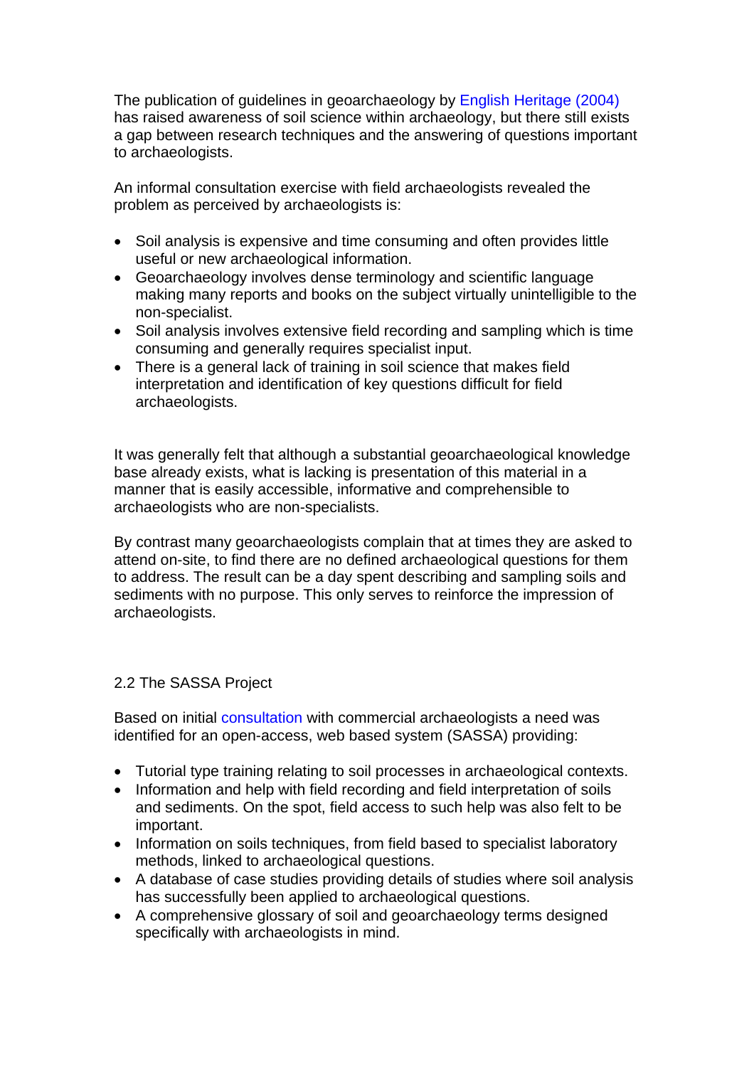The publication of guidelines in geoarchaeology by English Heritage (2004) has raised awareness of soil science within archaeology, but there still exists a gap between research techniques and the answering of questions important to archaeologists.

An informal consultation exercise with field archaeologists revealed the problem as perceived by archaeologists is:

- Soil analysis is expensive and time consuming and often provides little useful or new archaeological information.
- Geoarchaeology involves dense terminology and scientific language making many reports and books on the subject virtually unintelligible to the non-specialist.
- Soil analysis involves extensive field recording and sampling which is time consuming and generally requires specialist input.
- There is a general lack of training in soil science that makes field interpretation and identification of key questions difficult for field archaeologists.

It was generally felt that although a substantial geoarchaeological knowledge base already exists, what is lacking is presentation of this material in a manner that is easily accessible, informative and comprehensible to archaeologists who are non-specialists.

By contrast many geoarchaeologists complain that at times they are asked to attend on-site, to find there are no defined archaeological questions for them to address. The result can be a day spent describing and sampling soils and sediments with no purpose. This only serves to reinforce the impression of archaeologists.

## 2.2 The SASSA Project

Based on initial consultation with commercial archaeologists a need was identified for an open-access, web based system (SASSA) providing:

- Tutorial type training relating to soil processes in archaeological contexts.
- Information and help with field recording and field interpretation of soils and sediments. On the spot, field access to such help was also felt to be important.
- Information on soils techniques, from field based to specialist laboratory methods, linked to archaeological questions.
- A database of case studies providing details of studies where soil analysis has successfully been applied to archaeological questions.
- A comprehensive glossary of soil and geoarchaeology terms designed specifically with archaeologists in mind.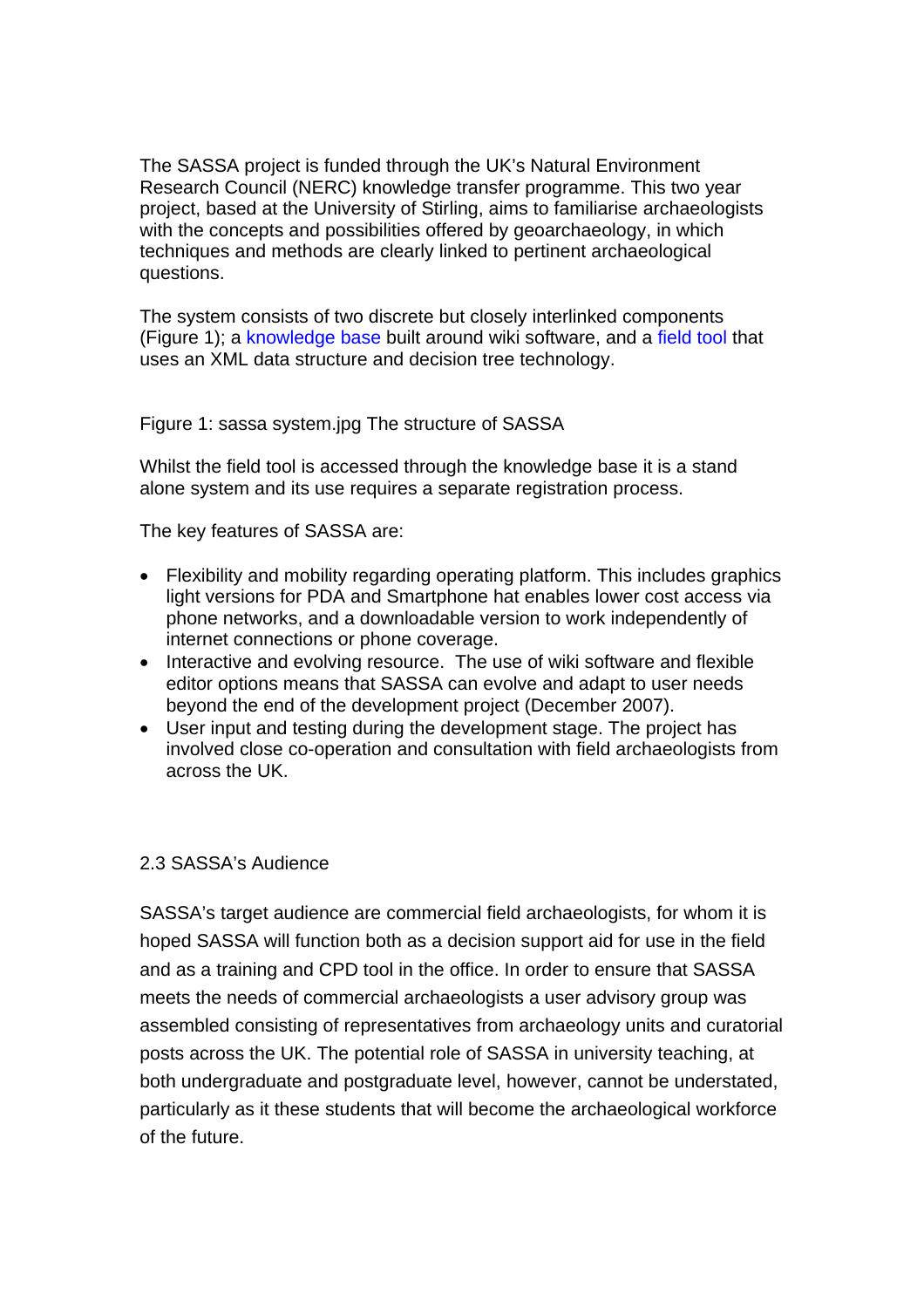The SASSA project is funded through the UK's Natural Environment Research Council (NERC) knowledge transfer programme. This two year project, based at the University of Stirling, aims to familiarise archaeologists with the concepts and possibilities offered by geoarchaeology, in which techniques and methods are clearly linked to pertinent archaeological questions.

The system consists of two discrete but closely interlinked components (Figure 1); a knowledge base built around wiki software, and a field tool that uses an XML data structure and decision tree technology.

Figure 1: sassa system.jpg The structure of SASSA

Whilst the field tool is accessed through the knowledge base it is a stand alone system and its use requires a separate registration process.

The key features of SASSA are:

- Flexibility and mobility regarding operating platform. This includes graphics light versions for PDA and Smartphone hat enables lower cost access via phone networks, and a downloadable version to work independently of internet connections or phone coverage.
- Interactive and evolving resource. The use of wiki software and flexible editor options means that SASSA can evolve and adapt to user needs beyond the end of the development project (December 2007).
- User input and testing during the development stage. The project has involved close co-operation and consultation with field archaeologists from across the UK.

## 2.3 SASSA's Audience

SASSA's target audience are commercial field archaeologists, for whom it is hoped SASSA will function both as a decision support aid for use in the field and as a training and CPD tool in the office. In order to ensure that SASSA meets the needs of commercial archaeologists a user advisory group was assembled consisting of representatives from archaeology units and curatorial posts across the UK. The potential role of SASSA in university teaching, at both undergraduate and postgraduate level, however, cannot be understated, particularly as it these students that will become the archaeological workforce of the future.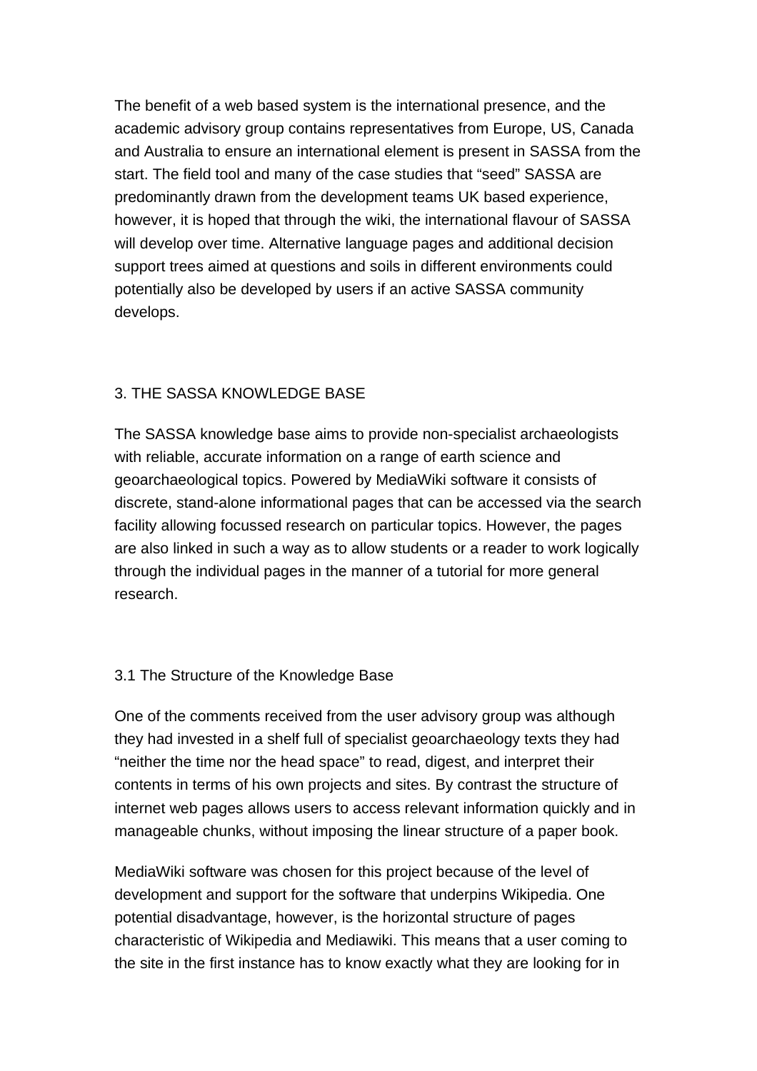The benefit of a web based system is the international presence, and the academic advisory group contains representatives from Europe, US, Canada and Australia to ensure an international element is present in SASSA from the start. The field tool and many of the case studies that “seed” SASSA are predominantly drawn from the development teams UK based experience, however, it is hoped that through the wiki, the international flavour of SASSA will develop over time. Alternative language pages and additional decision support trees aimed at questions and soils in different environments could potentially also be developed by users if an active SASSA community develops.

## 3. THE SASSA KNOWLEDGE BASE

The SASSA knowledge base aims to provide non-specialist archaeologists with reliable, accurate information on a range of earth science and geoarchaeological topics. Powered by MediaWiki software it consists of discrete, stand-alone informational pages that can be accessed via the search facility allowing focussed research on particular topics. However, the pages are also linked in such a way as to allow students or a reader to work logically through the individual pages in the manner of a tutorial for more general research.

### 3.1 The Structure of the Knowledge Base

One of the comments received from the user advisory group was although they had invested in a shelf full of specialist geoarchaeology texts they had “neither the time nor the head space” to read, digest, and interpret their contents in terms of his own projects and sites. By contrast the structure of internet web pages allows users to access relevant information quickly and in manageable chunks, without imposing the linear structure of a paper book.

MediaWiki software was chosen for this project because of the level of development and support for the software that underpins Wikipedia. One potential disadvantage, however, is the horizontal structure of pages characteristic of Wikipedia and Mediawiki. This means that a user coming to the site in the first instance has to know exactly what they are looking for in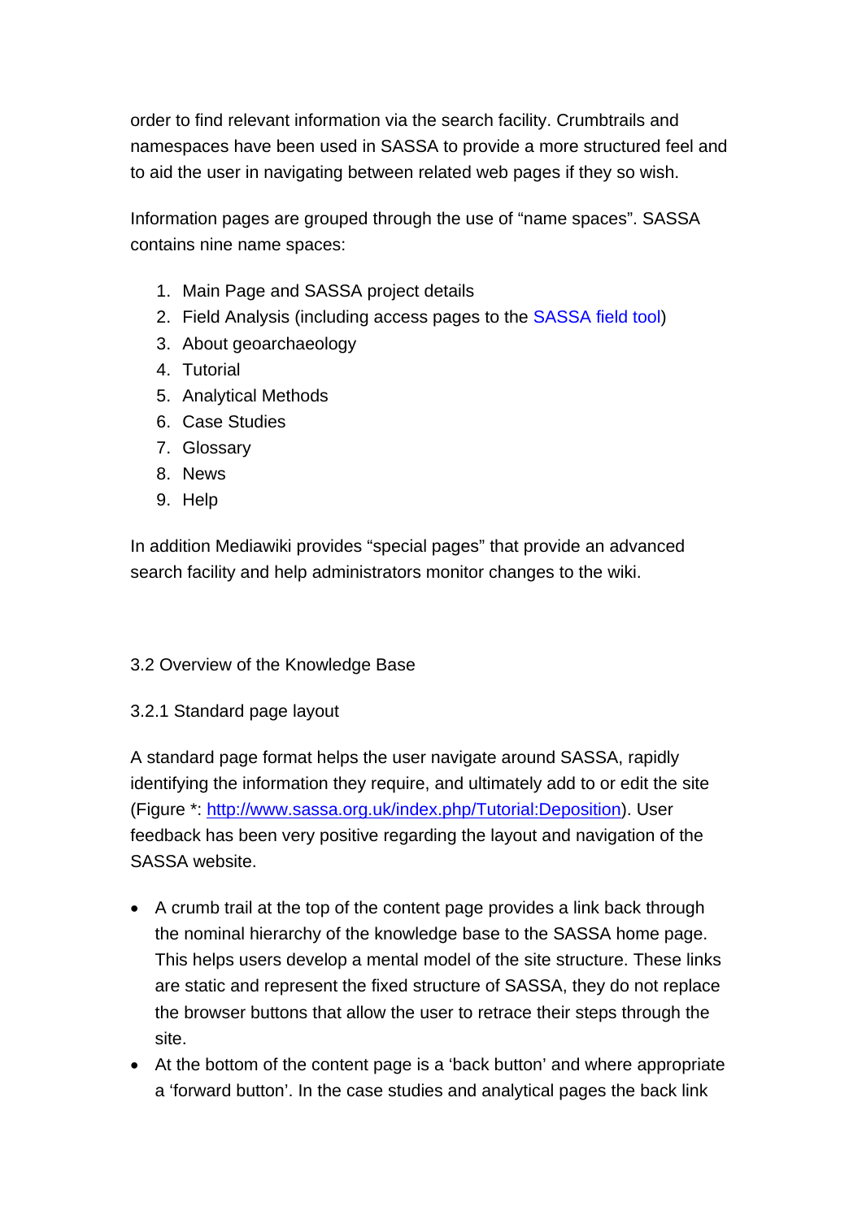order to find relevant information via the search facility. Crumbtrails and namespaces have been used in SASSA to provide a more structured feel and to aid the user in navigating between related web pages if they so wish.

Information pages are grouped through the use of "name spaces". SASSA contains nine name spaces:

1. Main Page and SASSA project details
2. Field Analysis (including access pages to the SASSA field tool)
3. About geoarchaeology
4. Tutorial
5. Analytical Methods
6. Case Studies
7. Glossary
8. News
9. Help

In addition Mediawiki provides "special pages" that provide an advanced search facility and help administrators monitor changes to the wiki.

## 3.2 Overview of the Knowledge Base

### 3.2.1 Standard page layout

A standard page format helps the user navigate around SASSA, rapidly identifying the information they require, and ultimately add to or edit the site (Figure *: http://www.sassa.org.uk/index.php/Tutorial:Deposition). User feedback has been very positive regarding the layout and navigation of the SASSA website.

- A crumb trail at the top of the content page provides a link back through the nominal hierarchy of the knowledge base to the SASSA home page. This helps users develop a mental model of the site structure. These links are static and represent the fixed structure of SASSA, they do not replace the browser buttons that allow the user to retrace their steps through the site.
- At the bottom of the content page is a 'back button' and where appropriate a 'forward button'. In the case studies and analytical pages the back link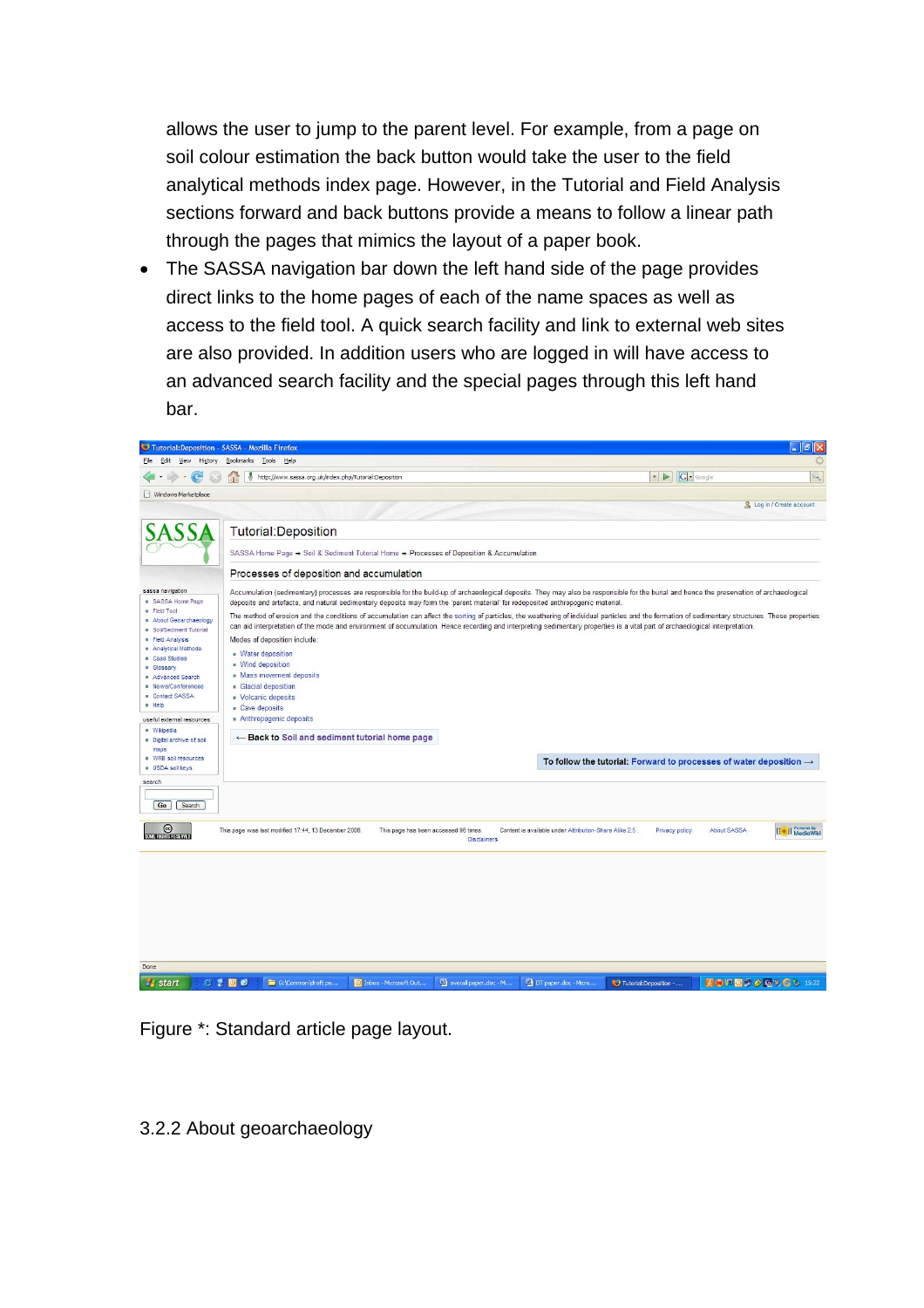allows the user to jump to the parent level. For example, from a page on soil colour estimation the back button would take the user to the field analytical methods index page. However, in the Tutorial and Field Analysis sections forward and back buttons provide a means to follow a linear path through the pages that mimics the layout of a paper book.

- The SASSA navigation bar down the left hand side of the page provides direct links to the home pages of each of the name spaces as well as access to the field tool. A quick search facility and link to external web sites are also provided. In addition users who are logged in will have access to an advanced search facility and the special pages through this left hand bar.

Figure *: Standard article page layout.

3.2.2 About geoarchaeology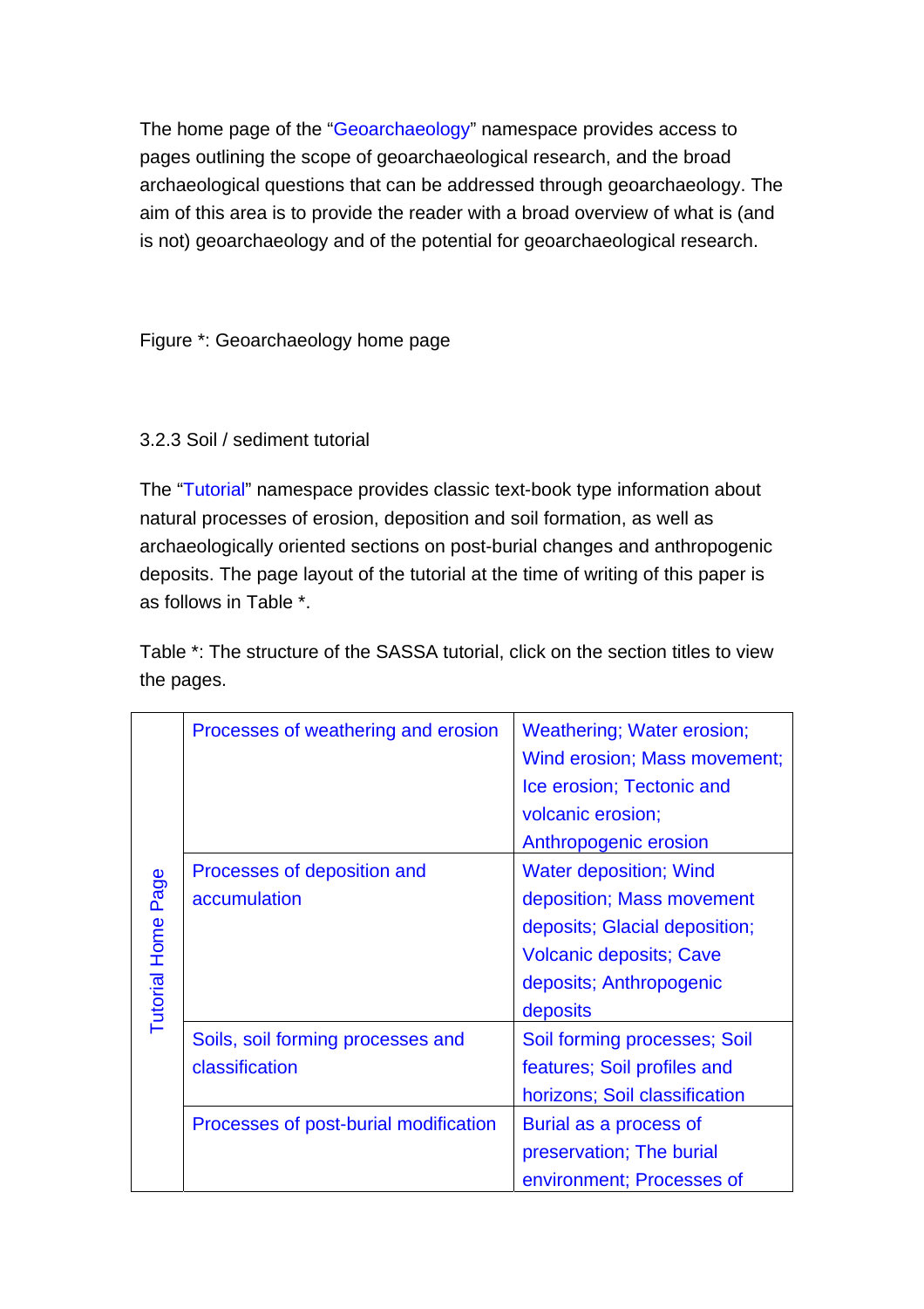The home page of the "Geoarchaeology" namespace provides access to pages outlining the scope of geoarchaeological research, and the broad archaeological questions that can be addressed through geoarchaeology. The aim of this area is to provide the reader with a broad overview of what is (and is not) geoarchaeology and of the potential for geoarchaeological research.

Figure *: Geoarchaeology home page

### 3.2.3 Soil / sediment tutorial

The "Tutorial" namespace provides classic text-book type information about natural processes of erosion, deposition and soil formation, as well as archaeologically oriented sections on post-burial changes and anthropogenic deposits. The page layout of the tutorial at the time of writing of this paper is as follows in Table *.

Table *: The structure of the SASSA tutorial, click on the section titles to view the pages.

| | | |
|---|---|---|
| Tutorial Home Page | Processes of weathering and erosion | Weathering; Water erosion; Wind erosion; Mass movement; Ice erosion; Tectonic and volcanic erosion; Anthropogenic erosion |
| | Processes of deposition and accumulation | Water deposition; Wind deposition; Mass movement deposits; Glacial deposition; Volcanic deposits; Cave deposits; Anthropogenic deposits |
| | Soils, soil forming processes and classification | Soil forming processes; Soil features; Soil profiles and horizons; Soil classification |
| | Processes of post-burial modification | Burial as a process of preservation; The burial environment; Processes of |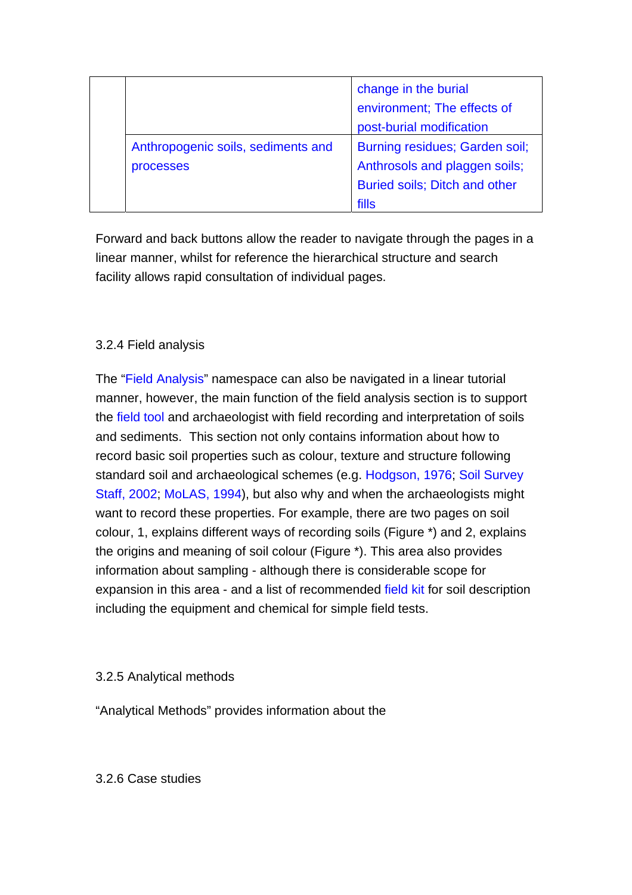| | | |
|---|---|---|
| | | change in the burial environment; The effects of post-burial modification |
| | Anthropogenic soils, sediments and processes | Burning residues; Garden soil; Anthrosols and plaggen soils; Buried soils; Ditch and other fills |

Forward and back buttons allow the reader to navigate through the pages in a linear manner, whilst for reference the hierarchical structure and search facility allows rapid consultation of individual pages.

### 3.2.4 Field analysis

The "Field Analysis" namespace can also be navigated in a linear tutorial manner, however, the main function of the field analysis section is to support the field tool and archaeologist with field recording and interpretation of soils and sediments. This section not only contains information about how to record basic soil properties such as colour, texture and structure following standard soil and archaeological schemes (e.g. Hodgson, 1976; Soil Survey Staff, 2002; MoLAS, 1994), but also why and when the archaeologists might want to record these properties. For example, there are two pages on soil colour, 1, explains different ways of recording soils (Figure *) and 2, explains the origins and meaning of soil colour (Figure *). This area also provides information about sampling - although there is considerable scope for expansion in this area - and a list of recommended field kit for soil description including the equipment and chemical for simple field tests.

### 3.2.5 Analytical methods

"Analytical Methods" provides information about the

### 3.2.6 Case studies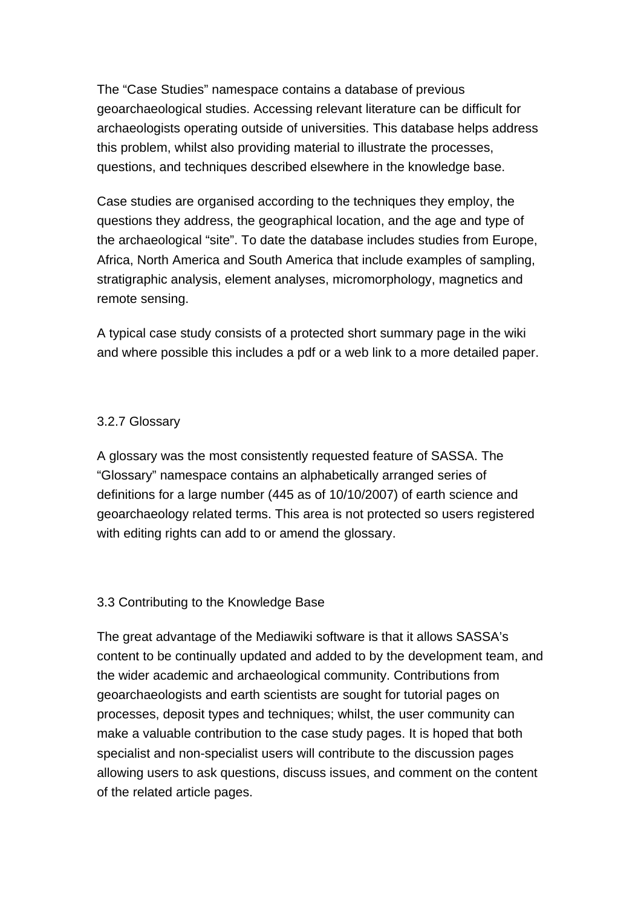The “Case Studies” namespace contains a database of previous geoarchaeological studies. Accessing relevant literature can be difficult for archaeologists operating outside of universities. This database helps address this problem, whilst also providing material to illustrate the processes, questions, and techniques described elsewhere in the knowledge base.

Case studies are organised according to the techniques they employ, the questions they address, the geographical location, and the age and type of the archaeological “site”. To date the database includes studies from Europe, Africa, North America and South America that include examples of sampling, stratigraphic analysis, element analyses, micromorphology, magnetics and remote sensing.

A typical case study consists of a protected short summary page in the wiki and where possible this includes a pdf or a web link to a more detailed paper.

### 3.2.7 Glossary

A glossary was the most consistently requested feature of SASSA. The “Glossary” namespace contains an alphabetically arranged series of definitions for a large number (445 as of 10/10/2007) of earth science and geoarchaeology related terms. This area is not protected so users registered with editing rights can add to or amend the glossary.

## 3.3 Contributing to the Knowledge Base

The great advantage of the Mediawiki software is that it allows SASSA’s content to be continually updated and added to by the development team, and the wider academic and archaeological community. Contributions from geoarchaeologists and earth scientists are sought for tutorial pages on processes, deposit types and techniques; whilst, the user community can make a valuable contribution to the case study pages. It is hoped that both specialist and non-specialist users will contribute to the discussion pages allowing users to ask questions, discuss issues, and comment on the content of the related article pages.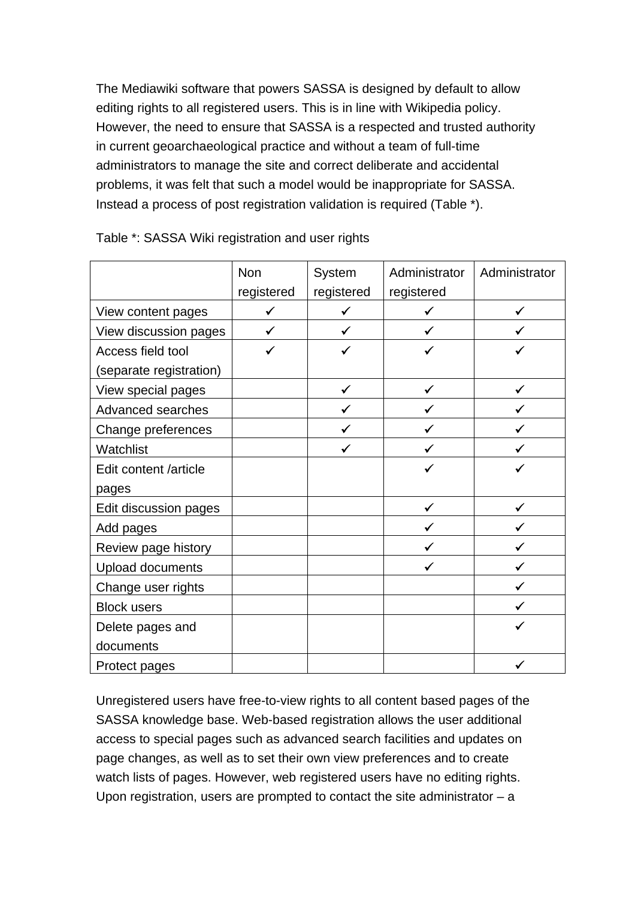The Mediawiki software that powers SASSA is designed by default to allow editing rights to all registered users. This is in line with Wikipedia policy. However, the need to ensure that SASSA is a respected and trusted authority in current geoarchaeological practice and without a team of full-time administrators to manage the site and correct deliberate and accidental problems, it was felt that such a model would be inappropriate for SASSA. Instead a process of post registration validation is required (Table *).

Table *: SASSA Wiki registration and user rights

| | Non registered | System registered | Administrator registered | Administrator |
|---|---|---|---|---|
| View content pages | ✓ | ✓ | ✓ | ✓ |
| View discussion pages | ✓ | ✓ | ✓ | ✓ |
| Access field tool (separate registration) | ✓ | ✓ | ✓ | ✓ |
| View special pages | | ✓ | ✓ | ✓ |
| Advanced searches | | ✓ | ✓ | ✓ |
| Change preferences | | ✓ | ✓ | ✓ |
| Watchlist | | ✓ | ✓ | ✓ |
| Edit content /article pages | | | ✓ | ✓ |
| Edit discussion pages | | | ✓ | ✓ |
| Add pages | | | ✓ | ✓ |
| Review page history | | | ✓ | ✓ |
| Upload documents | | | ✓ | ✓ |
| Change user rights | | | | ✓ |
| Block users | | | | ✓ |
| Delete pages and documents | | | | ✓ |
| Protect pages | | | | ✓ |

Unregistered users have free-to-view rights to all content based pages of the SASSA knowledge base. Web-based registration allows the user additional access to special pages such as advanced search facilities and updates on page changes, as well as to set their own view preferences and to create watch lists of pages. However, web registered users have no editing rights. Upon registration, users are prompted to contact the site administrator – a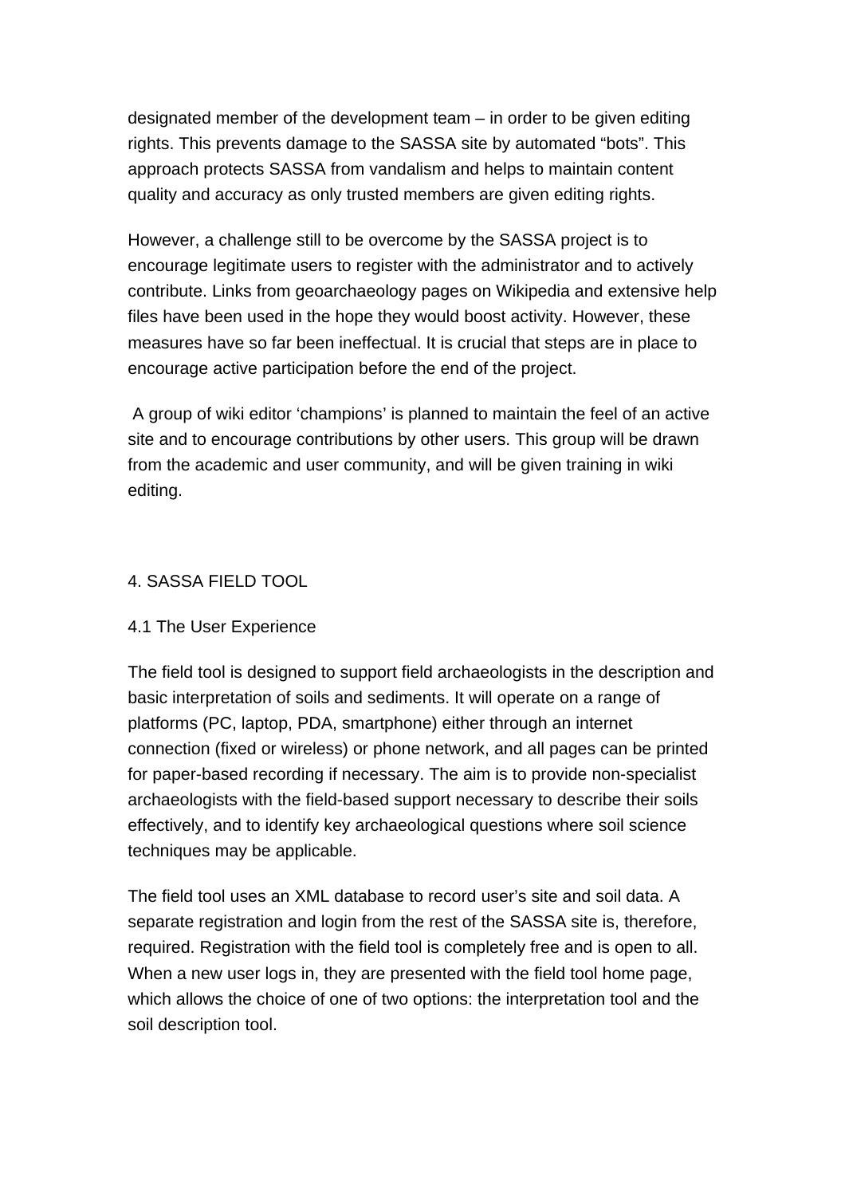designated member of the development team – in order to be given editing rights. This prevents damage to the SASSA site by automated “bots”. This approach protects SASSA from vandalism and helps to maintain content quality and accuracy as only trusted members are given editing rights.

However, a challenge still to be overcome by the SASSA project is to encourage legitimate users to register with the administrator and to actively contribute. Links from geoarchaeology pages on Wikipedia and extensive help files have been used in the hope they would boost activity. However, these measures have so far been ineffectual. It is crucial that steps are in place to encourage active participation before the end of the project.

A group of wiki editor ‘champions’ is planned to maintain the feel of an active site and to encourage contributions by other users. This group will be drawn from the academic and user community, and will be given training in wiki editing.

## 4. SASSA FIELD TOOL

### 4.1 The User Experience

The field tool is designed to support field archaeologists in the description and basic interpretation of soils and sediments. It will operate on a range of platforms (PC, laptop, PDA, smartphone) either through an internet connection (fixed or wireless) or phone network, and all pages can be printed for paper-based recording if necessary. The aim is to provide non-specialist archaeologists with the field-based support necessary to describe their soils effectively, and to identify key archaeological questions where soil science techniques may be applicable.

The field tool uses an XML database to record user’s site and soil data. A separate registration and login from the rest of the SASSA site is, therefore, required. Registration with the field tool is completely free and is open to all. When a new user logs in, they are presented with the field tool home page, which allows the choice of one of two options: the interpretation tool and the soil description tool.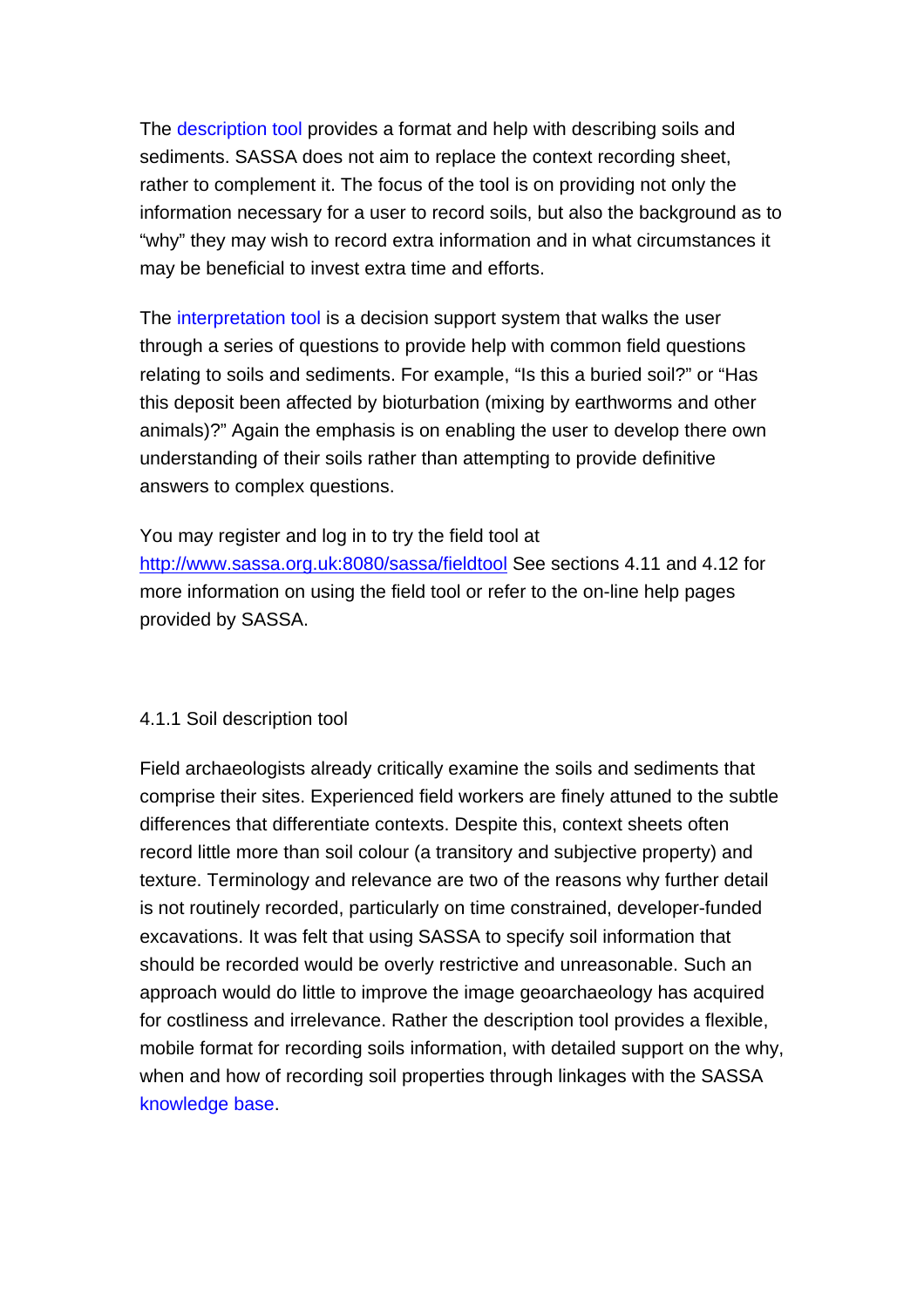The description tool provides a format and help with describing soils and sediments. SASSA does not aim to replace the context recording sheet, rather to complement it. The focus of the tool is on providing not only the information necessary for a user to record soils, but also the background as to “why” they may wish to record extra information and in what circumstances it may be beneficial to invest extra time and efforts.

The interpretation tool is a decision support system that walks the user through a series of questions to provide help with common field questions relating to soils and sediments. For example, “Is this a buried soil?” or “Has this deposit been affected by bioturbation (mixing by earthworms and other animals)?” Again the emphasis is on enabling the user to develop there own understanding of their soils rather than attempting to provide definitive answers to complex questions.

You may register and log in to try the field tool at http://www.sassa.org.uk:8080/sassa/fieldtool See sections 4.11 and 4.12 for more information on using the field tool or refer to the on-line help pages provided by SASSA.

### 4.1.1 Soil description tool

Field archaeologists already critically examine the soils and sediments that comprise their sites. Experienced field workers are finely attuned to the subtle differences that differentiate contexts. Despite this, context sheets often record little more than soil colour (a transitory and subjective property) and texture. Terminology and relevance are two of the reasons why further detail is not routinely recorded, particularly on time constrained, developer-funded excavations. It was felt that using SASSA to specify soil information that should be recorded would be overly restrictive and unreasonable. Such an approach would do little to improve the image geoarchaeology has acquired for costliness and irrelevance. Rather the description tool provides a flexible, mobile format for recording soils information, with detailed support on the why, when and how of recording soil properties through linkages with the SASSA knowledge base.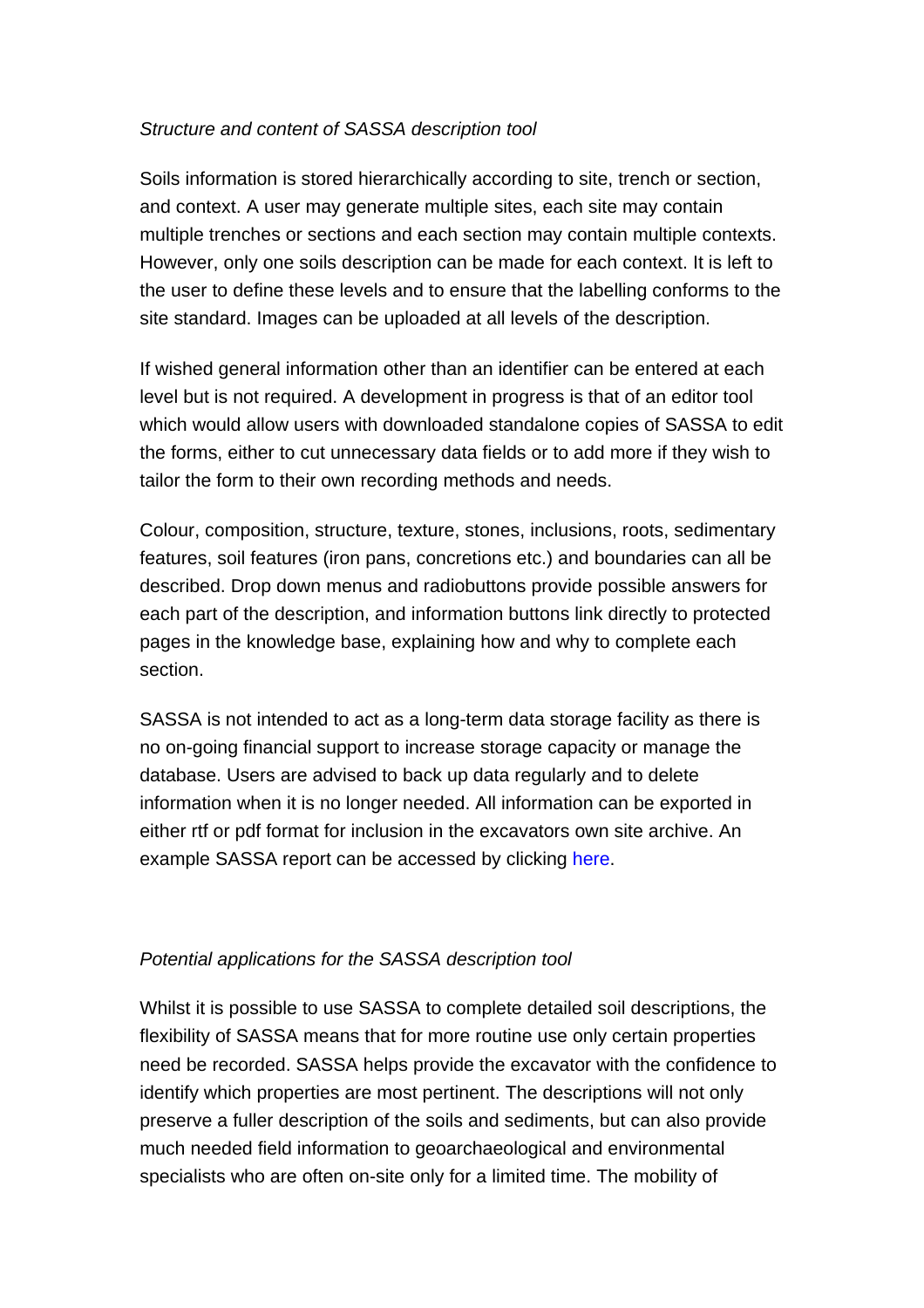*Structure and content of SASSA description tool*

Soils information is stored hierarchically according to site, trench or section, and context. A user may generate multiple sites, each site may contain multiple trenches or sections and each section may contain multiple contexts. However, only one soils description can be made for each context. It is left to the user to define these levels and to ensure that the labelling conforms to the site standard. Images can be uploaded at all levels of the description.

If wished general information other than an identifier can be entered at each level but is not required. A development in progress is that of an editor tool which would allow users with downloaded standalone copies of SASSA to edit the forms, either to cut unnecessary data fields or to add more if they wish to tailor the form to their own recording methods and needs.

Colour, composition, structure, texture, stones, inclusions, roots, sedimentary features, soil features (iron pans, concretions etc.) and boundaries can all be described. Drop down menus and radiobuttons provide possible answers for each part of the description, and information buttons link directly to protected pages in the knowledge base, explaining how and why to complete each section.

SASSA is not intended to act as a long-term data storage facility as there is no on-going financial support to increase storage capacity or manage the database. Users are advised to back up data regularly and to delete information when it is no longer needed. All information can be exported in either rtf or pdf format for inclusion in the excavators own site archive. An example SASSA report can be accessed by clicking here.

*Potential applications for the SASSA description tool*

Whilst it is possible to use SASSA to complete detailed soil descriptions, the flexibility of SASSA means that for more routine use only certain properties need be recorded. SASSA helps provide the excavator with the confidence to identify which properties are most pertinent. The descriptions will not only preserve a fuller description of the soils and sediments, but can also provide much needed field information to geoarchaeological and environmental specialists who are often on-site only for a limited time. The mobility of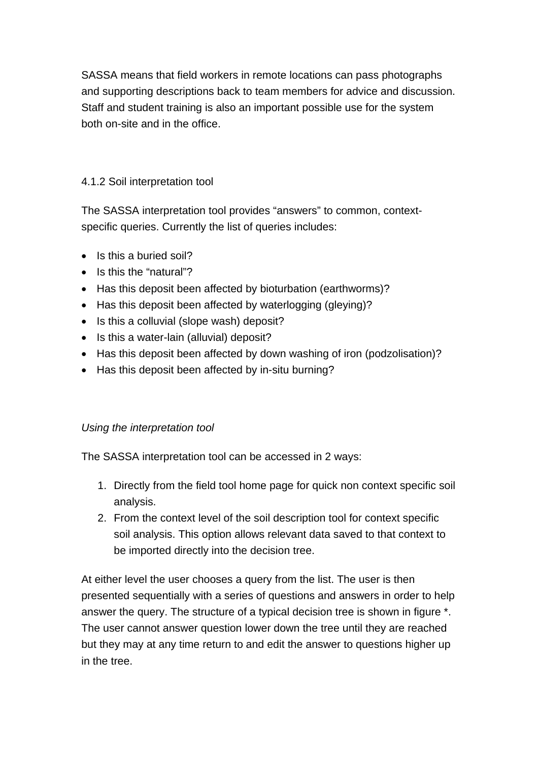SASSA means that field workers in remote locations can pass photographs and supporting descriptions back to team members for advice and discussion. Staff and student training is also an important possible use for the system both on-site and in the office.

### 4.1.2 Soil interpretation tool

The SASSA interpretation tool provides "answers" to common, context-specific queries. Currently the list of queries includes:

- Is this a buried soil?
- Is this the "natural"?
- Has this deposit been affected by bioturbation (earthworms)?
- Has this deposit been affected by waterlogging (gleying)?
- Is this a colluvial (slope wash) deposit?
- Is this a water-lain (alluvial) deposit?
- Has this deposit been affected by down washing of iron (podzolisation)?
- Has this deposit been affected by in-situ burning?

*Using the interpretation tool*

The SASSA interpretation tool can be accessed in 2 ways:

1. Directly from the field tool home page for quick non context specific soil analysis.
2. From the context level of the soil description tool for context specific soil analysis. This option allows relevant data saved to that context to be imported directly into the decision tree.

At either level the user chooses a query from the list. The user is then presented sequentially with a series of questions and answers in order to help answer the query. The structure of a typical decision tree is shown in figure *. The user cannot answer question lower down the tree until they are reached but they may at any time return to and edit the answer to questions higher up in the tree.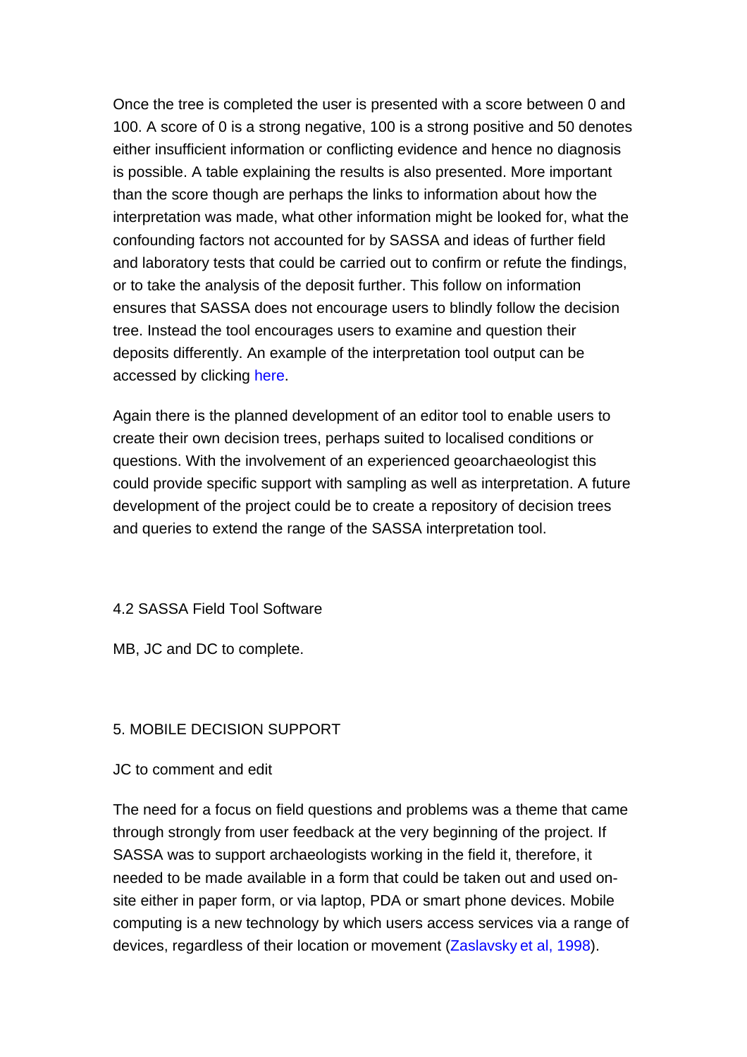Once the tree is completed the user is presented with a score between 0 and 100. A score of 0 is a strong negative, 100 is a strong positive and 50 denotes either insufficient information or conflicting evidence and hence no diagnosis is possible. A table explaining the results is also presented. More important than the score though are perhaps the links to information about how the interpretation was made, what other information might be looked for, what the confounding factors not accounted for by SASSA and ideas of further field and laboratory tests that could be carried out to confirm or refute the findings, or to take the analysis of the deposit further. This follow on information ensures that SASSA does not encourage users to blindly follow the decision tree. Instead the tool encourages users to examine and question their deposits differently. An example of the interpretation tool output can be accessed by clicking here.

Again there is the planned development of an editor tool to enable users to create their own decision trees, perhaps suited to localised conditions or questions. With the involvement of an experienced geoarchaeologist this could provide specific support with sampling as well as interpretation. A future development of the project could be to create a repository of decision trees and queries to extend the range of the SASSA interpretation tool.

### 4.2 SASSA Field Tool Software

MB, JC and DC to complete.

## 5. MOBILE DECISION SUPPORT

JC to comment and edit

The need for a focus on field questions and problems was a theme that came through strongly from user feedback at the very beginning of the project. If SASSA was to support archaeologists working in the field it, therefore, it needed to be made available in a form that could be taken out and used on-site either in paper form, or via laptop, PDA or smart phone devices. Mobile computing is a new technology by which users access services via a range of devices, regardless of their location or movement (Zaslavsky et al, 1998).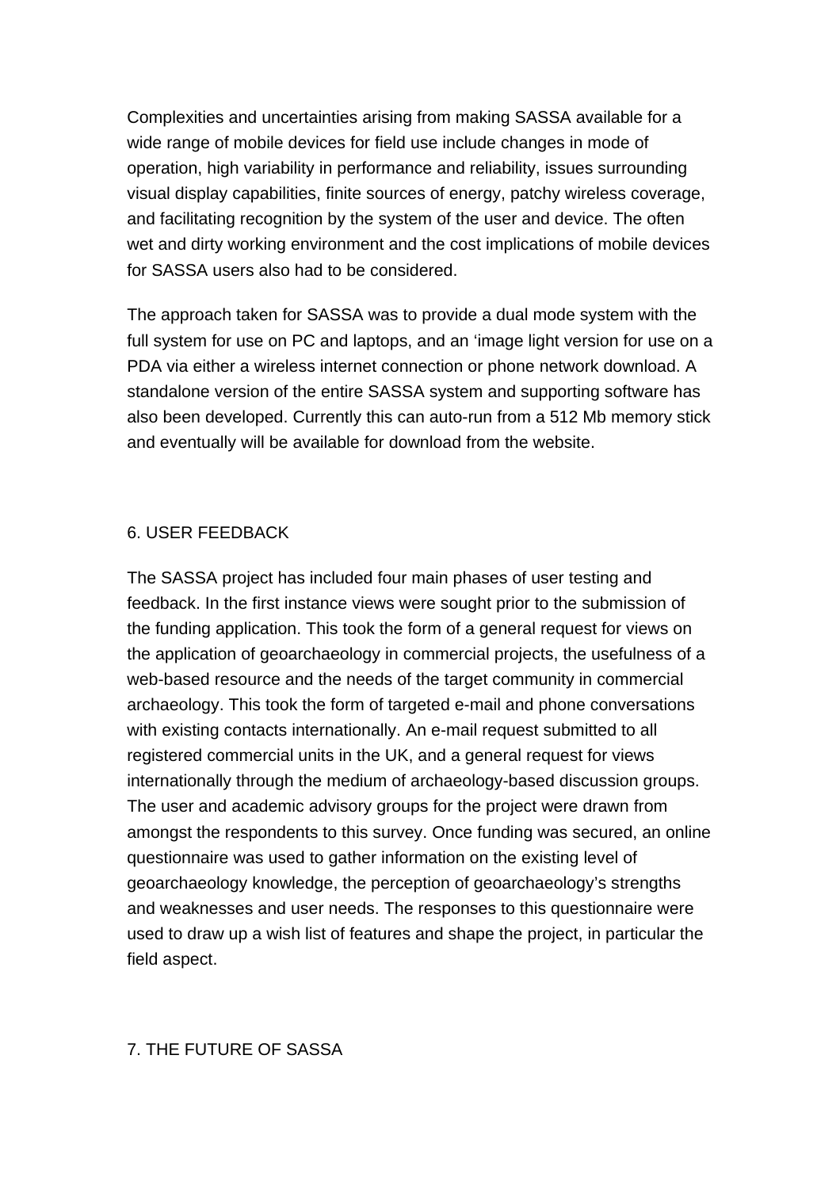Complexities and uncertainties arising from making SASSA available for a wide range of mobile devices for field use include changes in mode of operation, high variability in performance and reliability, issues surrounding visual display capabilities, finite sources of energy, patchy wireless coverage, and facilitating recognition by the system of the user and device. The often wet and dirty working environment and the cost implications of mobile devices for SASSA users also had to be considered.

The approach taken for SASSA was to provide a dual mode system with the full system for use on PC and laptops, and an ‘image light version for use on a PDA via either a wireless internet connection or phone network download. A standalone version of the entire SASSA system and supporting software has also been developed. Currently this can auto-run from a 512 Mb memory stick and eventually will be available for download from the website.

## 6. USER FEEDBACK

The SASSA project has included four main phases of user testing and feedback. In the first instance views were sought prior to the submission of the funding application. This took the form of a general request for views on the application of geoarchaeology in commercial projects, the usefulness of a web-based resource and the needs of the target community in commercial archaeology. This took the form of targeted e-mail and phone conversations with existing contacts internationally. An e-mail request submitted to all registered commercial units in the UK, and a general request for views internationally through the medium of archaeology-based discussion groups. The user and academic advisory groups for the project were drawn from amongst the respondents to this survey. Once funding was secured, an online questionnaire was used to gather information on the existing level of geoarchaeology knowledge, the perception of geoarchaeology’s strengths and weaknesses and user needs. The responses to this questionnaire were used to draw up a wish list of features and shape the project, in particular the field aspect.

## 7. THE FUTURE OF SASSA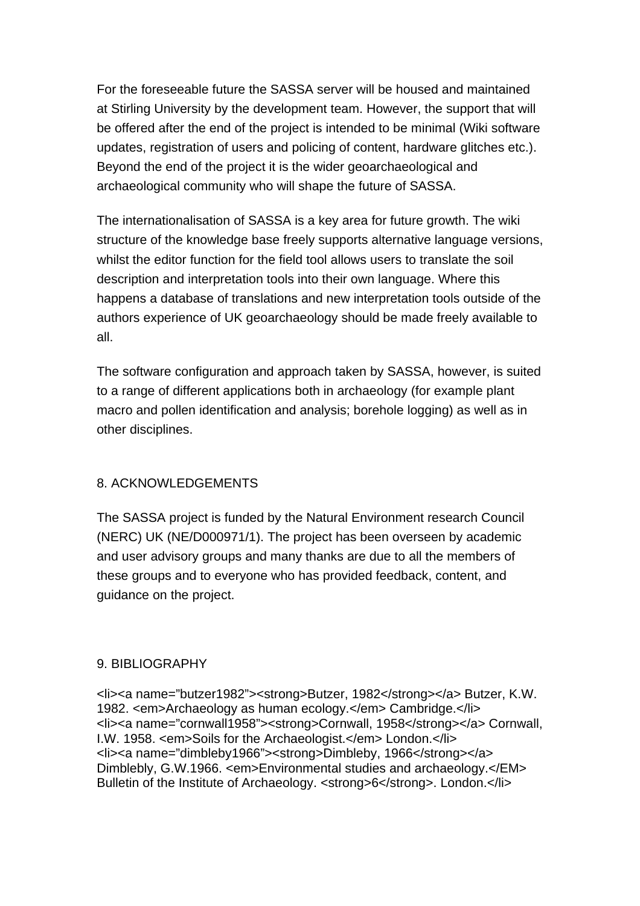For the foreseeable future the SASSA server will be housed and maintained at Stirling University by the development team. However, the support that will be offered after the end of the project is intended to be minimal (Wiki software updates, registration of users and policing of content, hardware glitches etc.). Beyond the end of the project it is the wider geoarchaeological and archaeological community who will shape the future of SASSA.

The internationalisation of SASSA is a key area for future growth. The wiki structure of the knowledge base freely supports alternative language versions, whilst the editor function for the field tool allows users to translate the soil description and interpretation tools into their own language. Where this happens a database of translations and new interpretation tools outside of the authors experience of UK geoarchaeology should be made freely available to all.

The software configuration and approach taken by SASSA, however, is suited to a range of different applications both in archaeology (for example plant macro and pollen identification and analysis; borehole logging) as well as in other disciplines.

## 8. ACKNOWLEDGEMENTS

The SASSA project is funded by the Natural Environment research Council (NERC) UK (NE/D000971/1). The project has been overseen by academic and user advisory groups and many thanks are due to all the members of these groups and to everyone who has provided feedback, content, and guidance on the project.

## 9. BIBLIOGRAPHY

```
<li><a name="butzer1982"><strong>Butzer, 1982</strong></a> Butzer, K.W. 1982. <em>Archaeology as human ecology.</em> Cambridge.</li>
<li><a name="cornwall1958"><strong>Cornwall, 1958</strong></a> Cornwall, I.W. 1958. <em>Soils for the Archaeologist.</em> London.</li>
<li><a name="dimbleby1966"><strong>Dimbleby, 1966</strong></a> Dimblebly, G.W.1966. <em>Environmental studies and archaeology.</EM> Bulletin of the Institute of Archaeology. <strong>6</strong>. London.</li>
```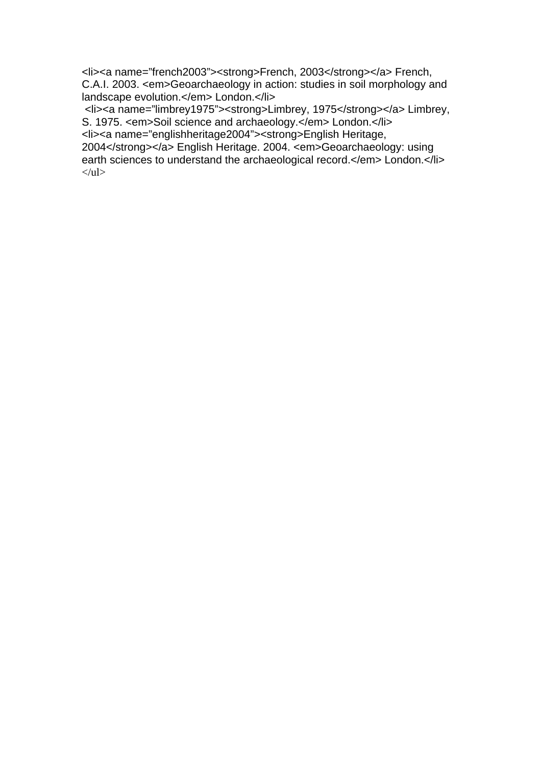```
<li><a name="french2003"><strong>French, 2003</strong></a> French, C.A.I. 2003. <em>Geoarchaeology in action: studies in soil morphology and landscape evolution.</em> London.</li>
 <li><a name="limbrey1975"><strong>Limbrey, 1975</strong></a> Limbrey, S. 1975. <em>Soil science and archaeology.</em> London.</li>
<li><a name="englishheritage2004"><strong>English Heritage, 2004</strong></a> English Heritage. 2004. <em>Geoarchaeology: using earth sciences to understand the archaeological record.</em> London.</li>
</ul>
```